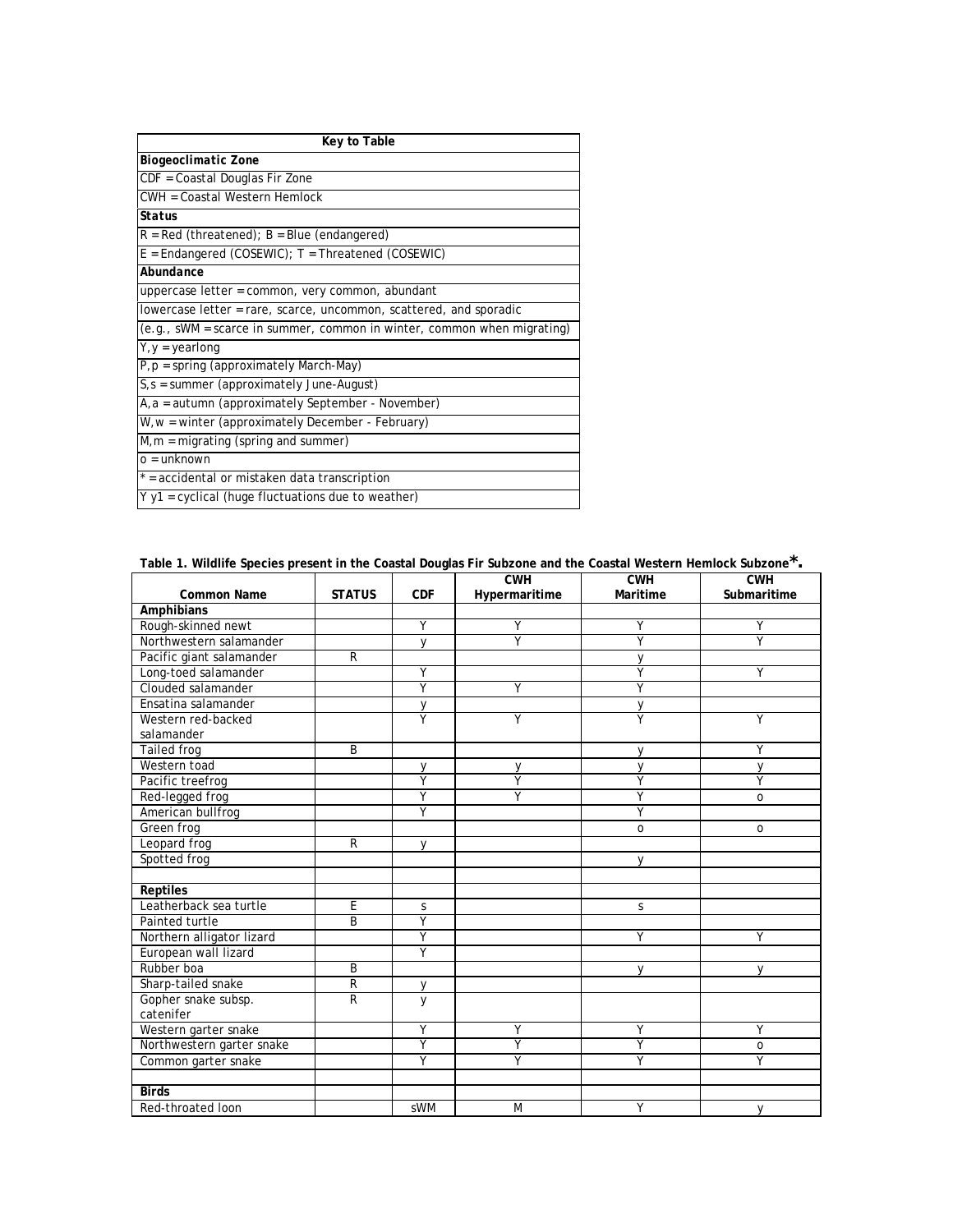| Key to Table |
| --- |
| ***Biogeoclimatic Zone*** |
| CDF = Coastal Douglas Fir Zone |
| CWH = Coastal Western Hemlock |
| ***Status*** |
| R = Red (threatened); B = Blue (endangered) |
| E = Endangered (COSEWIC); T = Threatened (COSEWIC) |
| ***Abundance*** |
| uppercase letter = common, very common, abundant |
| lowercase letter = rare, scarce, uncommon, scattered, and sporadic |
| (e.g., sWM = scarce in summer, common in winter, common when migrating) |
| Y, y = yearlong |
| P, p = spring (approximately March-May) |
| S, s = summer (approximately June-August) |
| A, a = autumn (approximately September - November) |
| W, w = winter (approximately December - February) |
| M, m = migrating (spring and summer) |
| o = unknown |
| * = accidental or mistaken data transcription |
| Y y1 = cyclical (huge fluctuations due to weather) |

**Table 1. Wildlife Species present in the Coastal Douglas Fir Subzone and the Coastal Western Hemlock Subzone*.**

| Common Name | STATUS | CDF | CWH Hypermaritime | CWH Maritime | CWH Submaritime |
| --- | --- | --- | --- | --- | --- |
| **Amphibians** | | | | | |
| Rough-skinned newt | | Y | Y | Y | Y |
| Northwestern salamander | | y | Y | Y | Y |
| Pacific giant salamander | R | | | y | |
| Long-toed salamander | | Y | | Y | Y |
| Clouded salamander | | Y | Y | Y | |
| Ensatina salamander | | y | | y | |
| Western red-backed salamander | | Y | Y | Y | Y |
| Tailed frog | B | | | y | Y |
| Western toad | | y | y | y | y |
| Pacific treefrog | | Y | Y | Y | Y |
| Red-legged frog | | Y | Y | Y | o |
| American bullfrog | | Y | | Y | |
| Green frog | | | | o | o |
| Leopard frog | R | y | | | |
| Spotted frog | | | | y | |
| | | | | | |
| **Reptiles** | | | | | |
| Leatherback sea turtle | E | s | | s | |
| Painted turtle | B | Y | | | |
| Northern alligator lizard | | Y | | Y | Y |
| European wall lizard | | Y | | | |
| Rubber boa | B | | | y | y |
| Sharp-tailed snake | R | y | | | |
| Gopher snake subsp. catenifer | R | y | | | |
| Western garter snake | | Y | Y | Y | Y |
| Northwestern garter snake | | Y | Y | Y | o |
| Common garter snake | | Y | Y | Y | Y |
| | | | | | |
| **Birds** | | | | | |
| Red-throated loon | | sWM | M | Y | y |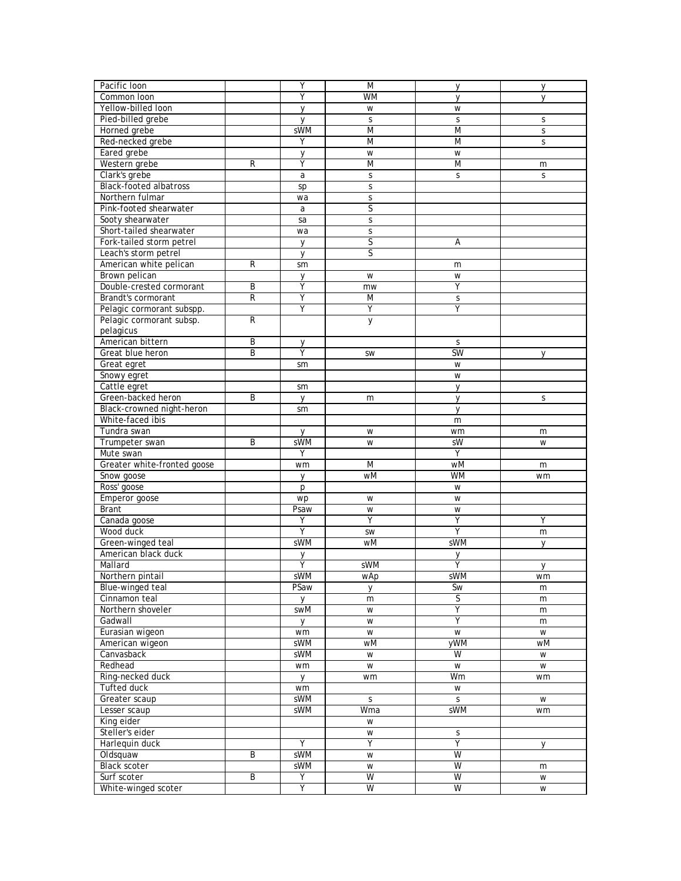| | | | | | |
|---|---|---|---|---|---|
| Pacific loon | | Y | M | y | y |
| Common loon | | Y | WM | y | y |
| Yellow-billed loon | | y | w | w | |
| Pied-billed grebe | | y | s | s | s |
| Horned grebe | | sWM | M | M | s |
| Red-necked grebe | | Y | M | M | s |
| Eared grebe | | y | w | w | |
| Western grebe | R | Y | M | M | m |
| Clark's grebe | | a | s | s | s |
| Black-footed albatross | | sp | s | | |
| Northern fulmar | | wa | s | | |
| Pink-footed shearwater | | a | S | | |
| Sooty shearwater | | sa | s | | |
| Short-tailed shearwater | | wa | s | | |
| Fork-tailed storm petrel | | y | S | A | |
| Leach's storm petrel | | y | S | | |
| American white pelican | R | sm | | m | |
| Brown pelican | | y | w | w | |
| Double-crested cormorant | B | Y | mw | Y | |
| Brandt's cormorant | R | Y | M | s | |
| Pelagic cormorant subspp. | | Y | Y | Y | |
| Pelagic cormorant subsp. pelagicus | R | | y | | |
| American bittern | B | y | | s | |
| Great blue heron | B | Y | sw | SW | y |
| Great egret | | sm | | w | |
| Snowy egret | | | | w | |
| Cattle egret | | sm | | y | |
| Green-backed heron | B | y | m | y | s |
| Black-crowned night-heron | | sm | | y | |
| White-faced ibis | | | | m | |
| Tundra swan | | y | w | wm | m |
| Trumpeter swan | B | sWM | w | sW | w |
| Mute swan | | Y | | Y | |
| Greater white-fronted goose | | wm | M | wM | m |
| Snow goose | | y | wM | WM | wm |
| Ross' goose | | p | | w | |
| Emperor goose | | wp | w | w | |
| Brant | | Psaw | w | w | |
| Canada goose | | Y | Y | Y | Y |
| Wood duck | | Y | sw | Y | m |
| Green-winged teal | | sWM | wM | sWM | y |
| American black duck | | y | | y | |
| Mallard | | Y | sWM | Y | y |
| Northern pintail | | sWM | wAp | sWM | wm |
| Blue-winged teal | | PSaw | y | Sw | m |
| Cinnamon teal | | y | m | S | m |
| Northern shoveler | | swM | w | Y | m |
| Gadwall | | y | w | Y | m |
| Eurasian wigeon | | wm | w | w | w |
| American wigeon | | sWM | wM | yWM | wM |
| Canvasback | | sWM | w | W | w |
| Redhead | | wm | w | w | w |
| Ring-necked duck | | y | wm | Wm | wm |
| Tufted duck | | wm | | w | |
| Greater scaup | | sWM | s | s | w |
| Lesser scaup | | sWM | Wma | sWM | wm |
| King eider | | | w | | |
| Steller's eider | | | w | s | |
| Harlequin duck | | Y | Y | Y | y |
| Oldsquaw | B | sWM | w | W | |
| Black scoter | | sWM | w | W | m |
| Surf scoter | B | Y | W | W | w |
| White-winged scoter | | Y | W | W | w |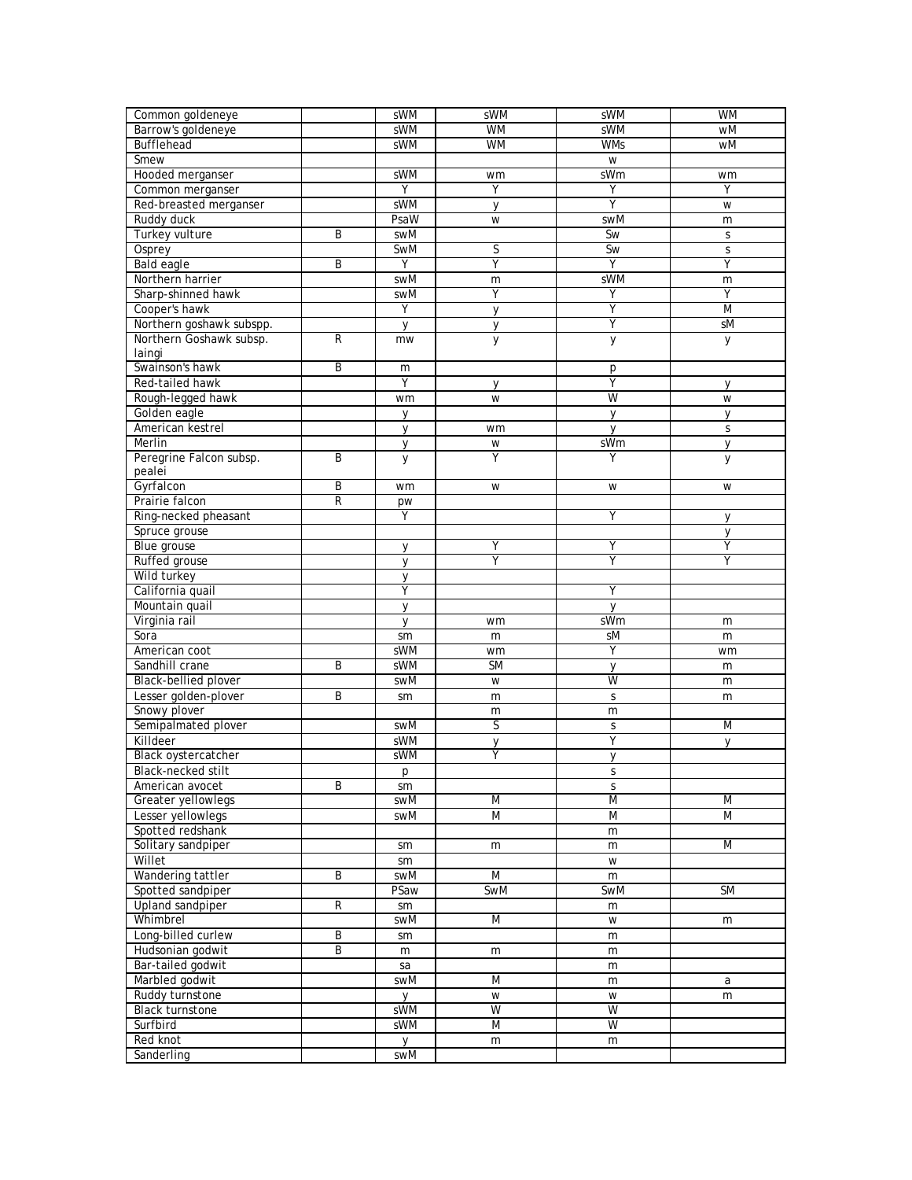| | | | | | |
|---|---|---|---|---|---|
| Common goldeneye | | sWM | sWM | sWM | WM |
| Barrow's goldeneye | | sWM | WM | sWM | wM |
| Bufflehead | | sWM | WM | WMs | wM |
| Smew | | | | w | |
| Hooded merganser | | sWM | wm | sWm | wm |
| Common merganser | | Y | Y | Y | Y |
| Red-breasted merganser | | sWM | y | Y | w |
| Ruddy duck | | PsaW | w | swM | m |
| Turkey vulture | B | swM | | Sw | s |
| Osprey | | SwM | S | Sw | s |
| Bald eagle | B | Y | Y | Y | Y |
| Northern harrier | | swM | m | sWM | m |
| Sharp-shinned hawk | | swM | Y | Y | Y |
| Cooper's hawk | | Y | y | Y | M |
| Northern goshawk subspp. | | y | y | Y | sM |
| Northern Goshawk subsp. laingi | R | mw | y | y | y |
| Swainson's hawk | B | m | | p | |
| Red-tailed hawk | | Y | y | Y | y |
| Rough-legged hawk | | wm | w | W | w |
| Golden eagle | | y | | y | y |
| American kestrel | | y | wm | y | s |
| Merlin | | y | w | sWm | y |
| Peregrine Falcon subsp. pealei | B | y | Y | Y | y |
| Gyrfalcon | B | wm | w | w | w |
| Prairie falcon | R | pw | | | |
| Ring-necked pheasant | | Y | | Y | y |
| Spruce grouse | | | | | y |
| Blue grouse | | y | Y | Y | Y |
| Ruffed grouse | | y | Y | Y | Y |
| Wild turkey | | y | | | |
| California quail | | Y | | Y | |
| Mountain quail | | y | | y | |
| Virginia rail | | y | wm | sWm | m |
| Sora | | sm | m | sM | m |
| American coot | | sWM | wm | Y | wm |
| Sandhill crane | B | sWM | SM | y | m |
| Black-bellied plover | | swM | w | W | m |
| Lesser golden-plover | B | sm | m | s | m |
| Snowy plover | | | m | m | |
| Semipalmated plover | | swM | S | s | M |
| Killdeer | | sWM | y | Y | y |
| Black oystercatcher | | sWM | Y | y | |
| Black-necked stilt | | p | | s | |
| American avocet | B | sm | | s | |
| Greater yellowlegs | | swM | M | M | M |
| Lesser yellowlegs | | swM | M | M | M |
| Spotted redshank | | | | m | |
| Solitary sandpiper | | sm | m | m | M |
| Willet | | sm | | w | |
| Wandering tattler | B | swM | M | m | |
| Spotted sandpiper | | PSaw | SwM | SwM | SM |
| Upland sandpiper | R | sm | | m | |
| Whimbrel | | swM | M | w | m |
| Long-billed curlew | B | sm | | m | |
| Hudsonian godwit | B | m | m | m | |
| Bar-tailed godwit | | sa | | m | |
| Marbled godwit | | swM | M | m | a |
| Ruddy turnstone | | y | w | w | m |
| Black turnstone | | sWM | W | W | |
| Surfbird | | sWM | M | W | |
| Red knot | | y | m | m | |
| Sanderling | | swM | | | |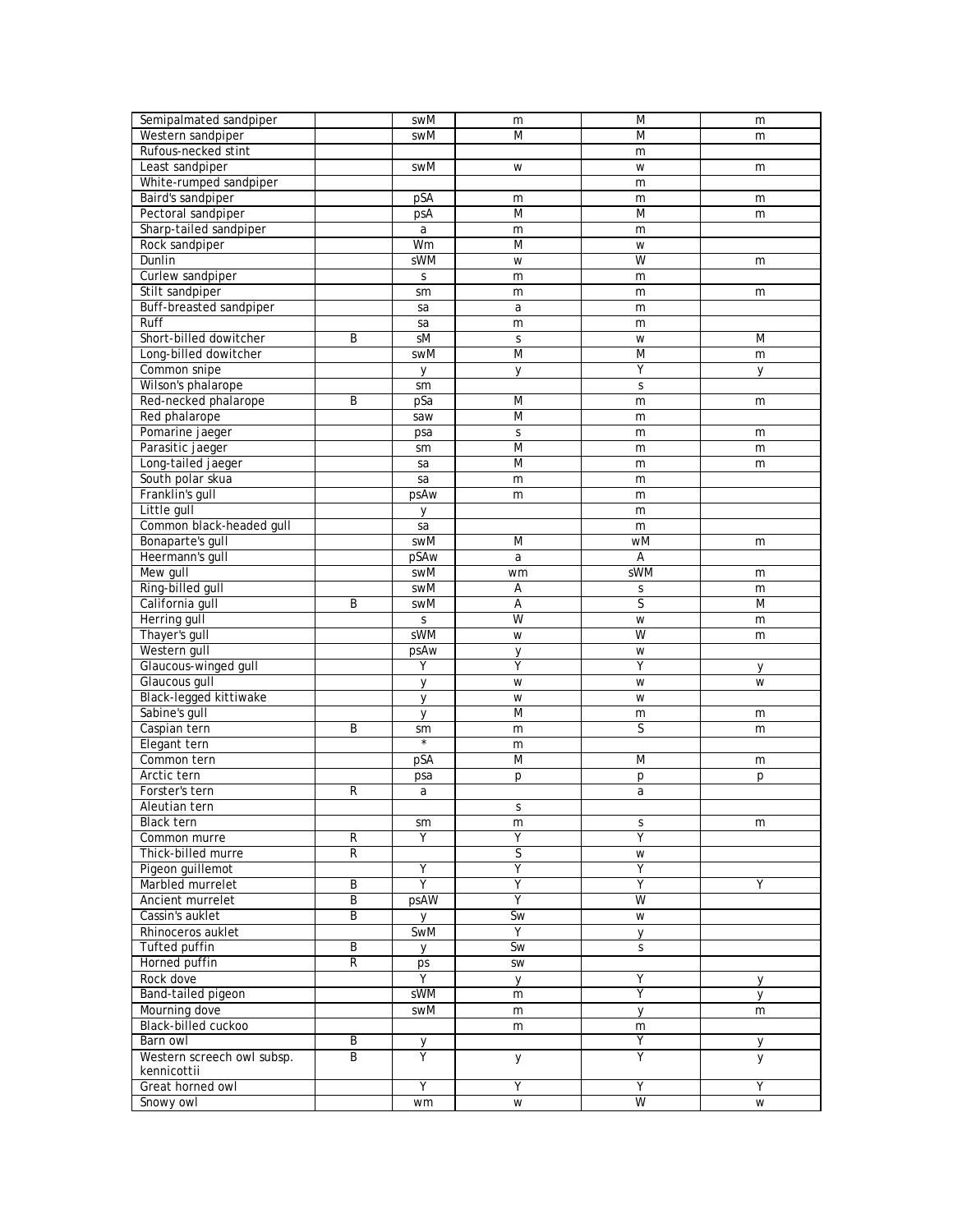| | | | | | |
|---|---|---|---|---|---|
| Semipalmated sandpiper | | swM | m | M | m |
| Western sandpiper | | swM | M | M | m |
| Rufous-necked stint | | | | m | |
| Least sandpiper | | swM | w | w | m |
| White-rumped sandpiper | | | | m | |
| Baird's sandpiper | | pSA | m | m | m |
| Pectoral sandpiper | | psA | M | M | m |
| Sharp-tailed sandpiper | | a | m | m | |
| Rock sandpiper | | Wm | M | w | |
| Dunlin | | sWM | w | W | m |
| Curlew sandpiper | | s | m | m | |
| Stilt sandpiper | | sm | m | m | m |
| Buff-breasted sandpiper | | sa | a | m | |
| Ruff | | sa | m | m | |
| Short-billed dowitcher | B | sM | s | w | M |
| Long-billed dowitcher | | swM | M | M | m |
| Common snipe | | y | y | Y | y |
| Wilson's phalarope | | sm | | s | |
| Red-necked phalarope | B | pSa | M | m | m |
| Red phalarope | | saw | M | m | |
| Pomarine jaeger | | psa | s | m | m |
| Parasitic jaeger | | sm | M | m | m |
| Long-tailed jaeger | | sa | M | m | m |
| South polar skua | | sa | m | m | |
| Franklin's gull | | psAw | m | m | |
| Little gull | | y | | m | |
| Common black-headed gull | | sa | | m | |
| Bonaparte's gull | | swM | M | wM | m |
| Heermann's gull | | pSAw | a | A | |
| Mew gull | | swM | wm | sWM | m |
| Ring-billed gull | | swM | A | s | m |
| California gull | B | swM | A | S | M |
| Herring gull | | s | W | w | m |
| Thayer's gull | | sWM | w | W | m |
| Western gull | | psAw | y | w | |
| Glaucous-winged gull | | Y | Y | Y | y |
| Glaucous gull | | y | w | w | w |
| Black-legged kittiwake | | y | w | w | |
| Sabine's gull | | y | M | m | m |
| Caspian tern | B | sm | m | S | m |
| Elegant tern | | * | m | | |
| Common tern | | pSA | M | M | m |
| Arctic tern | | psa | p | p | p |
| Forster's tern | R | a | | a | |
| Aleutian tern | | | s | | |
| Black tern | | sm | m | s | m |
| Common murre | R | Y | Y | Y | |
| Thick-billed murre | R | | S | w | |
| Pigeon guillemot | | Y | Y | Y | |
| Marbled murrelet | B | Y | Y | Y | Y |
| Ancient murrelet | B | psAW | Y | W | |
| Cassin's auklet | B | y | Sw | w | |
| Rhinoceros auklet | | SwM | Y | y | |
| Tufted puffin | B | y | Sw | s | |
| Horned puffin | R | ps | sw | | |
| Rock dove | | Y | y | Y | y |
| Band-tailed pigeon | | sWM | m | Y | y |
| Mourning dove | | swM | m | y | m |
| Black-billed cuckoo | | | m | m | |
| Barn owl | B | y | | Y | y |
| Western screech owl subsp. kennicottii | B | Y | y | Y | y |
| Great horned owl | | Y | Y | Y | Y |
| Snowy owl | | wm | w | W | w |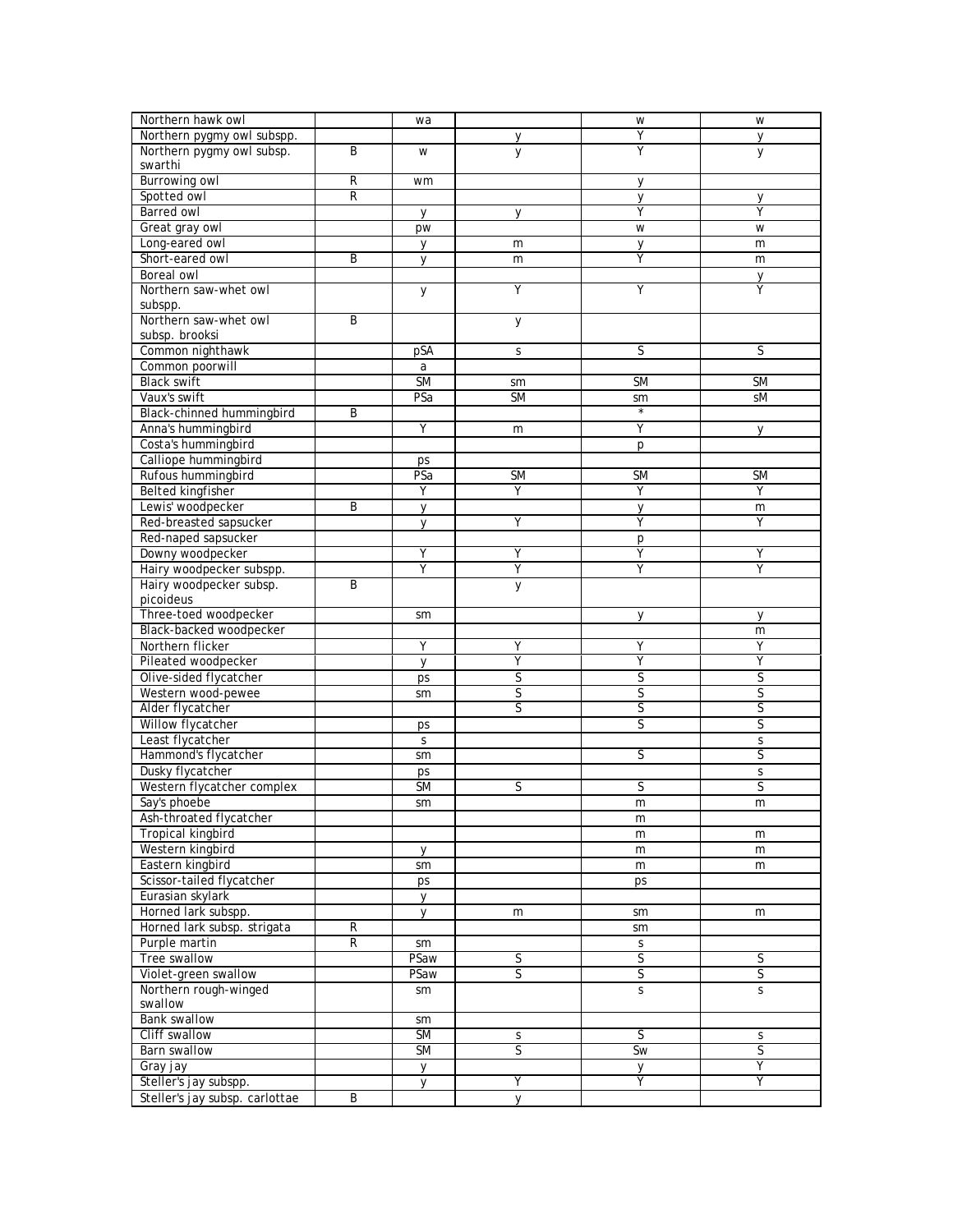| Northern hawk owl | | wa | | w | w |
|---|---|---|---|---|---|
| Northern pygmy owl subspp. | | | y | Y | y |
| Northern pygmy owl subsp. swarthi | B | w | y | Y | y |
| Burrowing owl | R | wm | | y | |
| Spotted owl | R | | | y | y |
| Barred owl | | y | y | Y | Y |
| Great gray owl | | pw | | w | w |
| Long-eared owl | | y | m | y | m |
| Short-eared owl | B | y | m | Y | m |
| Boreal owl | | | | | y |
| Northern saw-whet owl subspp. | | y | Y | Y | Y |
| Northern saw-whet owl subsp. brooksi | B | | y | | |
| Common nighthawk | | pSA | s | S | S |
| Common poorwill | | a | | | |
| Black swift | | SM | sm | SM | SM |
| Vaux's swift | | PSa | SM | sm | sM |
| Black-chinned hummingbird | B | | | * | |
| Anna's hummingbird | | Y | m | Y | y |
| Costa's hummingbird | | | | p | |
| Calliope hummingbird | | ps | | | |
| Rufous hummingbird | | PSa | SM | SM | SM |
| Belted kingfisher | | Y | Y | Y | Y |
| Lewis' woodpecker | B | y | | y | m |
| Red-breasted sapsucker | | y | Y | Y | Y |
| Red-naped sapsucker | | | | p | |
| Downy woodpecker | | Y | Y | Y | Y |
| Hairy woodpecker subspp. | | Y | Y | Y | Y |
| Hairy woodpecker subsp. picoideus | B | | y | | |
| Three-toed woodpecker | | sm | | y | y |
| Black-backed woodpecker | | | | | m |
| Northern flicker | | Y | Y | Y | Y |
| Pileated woodpecker | | y | Y | Y | Y |
| Olive-sided flycatcher | | ps | S | S | S |
| Western wood-pewee | | sm | S | S | S |
| Alder flycatcher | | | S | S | S |
| Willow flycatcher | | ps | | S | S |
| Least flycatcher | | s | | | s |
| Hammond's flycatcher | | sm | | S | S |
| Dusky flycatcher | | ps | | | s |
| Western flycatcher complex | | SM | S | S | S |
| Say's phoebe | | sm | | m | m |
| Ash-throated flycatcher | | | | m | |
| Tropical kingbird | | | | m | m |
| Western kingbird | | y | | m | m |
| Eastern kingbird | | sm | | m | m |
| Scissor-tailed flycatcher | | ps | | ps | |
| Eurasian skylark | | y | | | |
| Horned lark subspp. | | y | m | sm | m |
| Horned lark subsp. strigata | R | | | sm | |
| Purple martin | R | sm | | s | |
| Tree swallow | | PSaw | S | S | S |
| Violet-green swallow | | PSaw | S | S | S |
| Northern rough-winged swallow | | sm | | s | s |
| Bank swallow | | sm | | | |
| Cliff swallow | | SM | s | S | s |
| Barn swallow | | SM | S | Sw | S |
| Gray jay | | y | | y | Y |
| Steller's jay subspp. | | y | Y | Y | Y |
| Steller's jay subsp. carlottae | B | | y | | |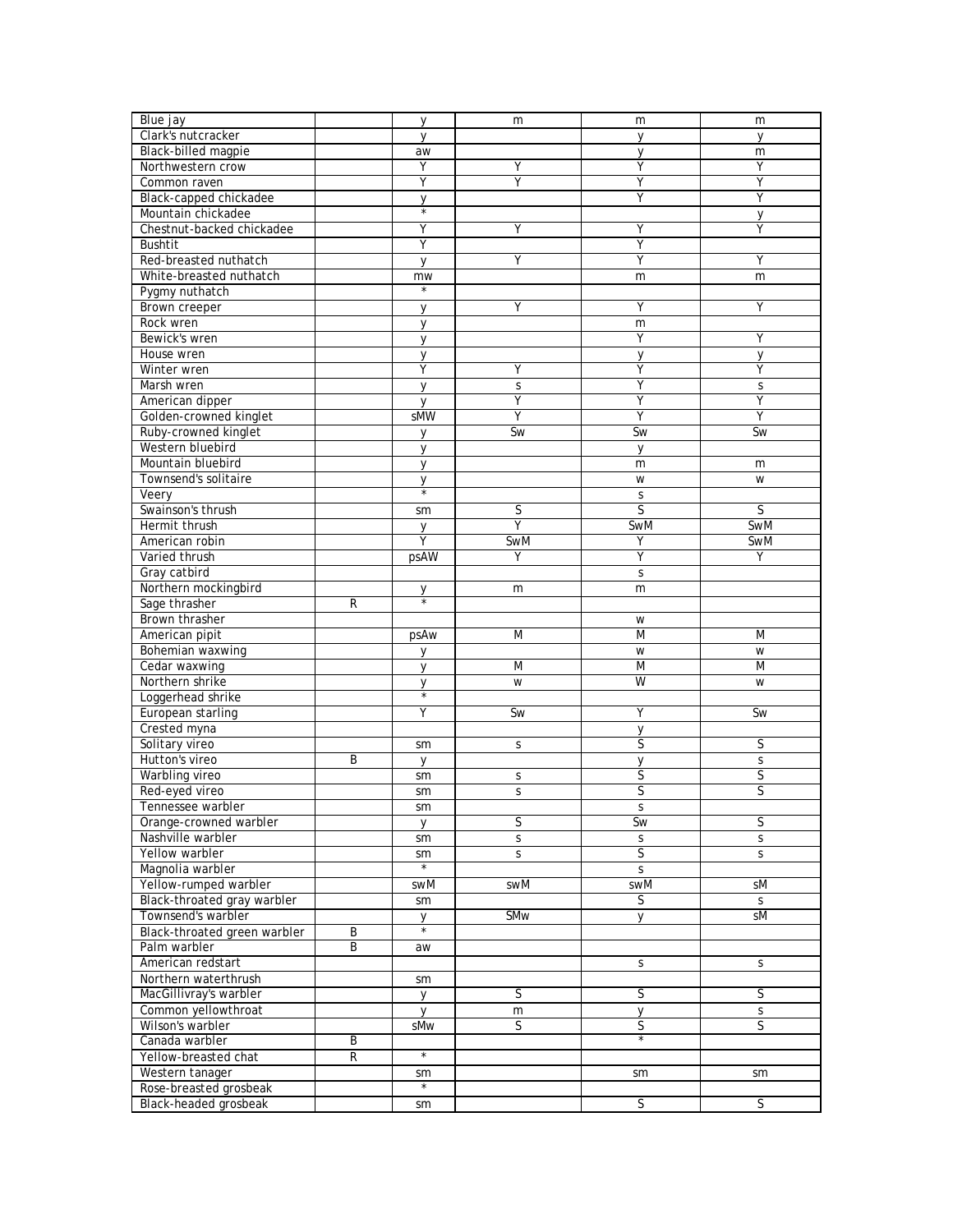| | | | | | |
|---|---|---|---|---|---|
| Blue jay | | y | m | m | m |
| Clark's nutcracker | | y | | y | y |
| Black-billed magpie | | aw | | y | m |
| Northwestern crow | | Y | Y | Y | Y |
| Common raven | | Y | Y | Y | Y |
| Black-capped chickadee | | y | | Y | Y |
| Mountain chickadee | | * | | | y |
| Chestnut-backed chickadee | | Y | Y | Y | Y |
| Bushtit | | Y | | Y | |
| Red-breasted nuthatch | | y | Y | Y | Y |
| White-breasted nuthatch | | mw | | m | m |
| Pygmy nuthatch | | * | | | |
| Brown creeper | | y | Y | Y | Y |
| Rock wren | | y | | m | |
| Bewick's wren | | y | | Y | Y |
| House wren | | y | | y | y |
| Winter wren | | Y | Y | Y | Y |
| Marsh wren | | y | s | Y | s |
| American dipper | | y | Y | Y | Y |
| Golden-crowned kinglet | | sMW | Y | Y | Y |
| Ruby-crowned kinglet | | y | Sw | Sw | Sw |
| Western bluebird | | y | | y | |
| Mountain bluebird | | y | | m | m |
| Townsend's solitaire | | y | | w | w |
| Veery | | * | | s | |
| Swainson's thrush | | sm | S | S | S |
| Hermit thrush | | y | Y | SwM | SwM |
| American robin | | Y | SwM | Y | SwM |
| Varied thrush | | psAW | Y | Y | Y |
| Gray catbird | | | | s | |
| Northern mockingbird | | y | m | m | |
| Sage thrasher | R | * | | | |
| Brown thrasher | | | | w | |
| American pipit | | psAw | M | M | M |
| Bohemian waxwing | | y | | w | w |
| Cedar waxwing | | y | M | M | M |
| Northern shrike | | y | w | W | w |
| Loggerhead shrike | | * | | | |
| European starling | | Y | Sw | Y | Sw |
| Crested myna | | | | y | |
| Solitary vireo | | sm | s | S | S |
| Hutton's vireo | B | y | | y | s |
| Warbling vireo | | sm | s | S | S |
| Red-eyed vireo | | sm | s | S | S |
| Tennessee warbler | | sm | | s | |
| Orange-crowned warbler | | y | S | Sw | S |
| Nashville warbler | | sm | s | s | s |
| Yellow warbler | | sm | s | S | s |
| Magnolia warbler | | * | | s | |
| Yellow-rumped warbler | | swM | swM | swM | sM |
| Black-throated gray warbler | | sm | | S | s |
| Townsend's warbler | | y | SMw | y | sM |
| Black-throated green warbler | B | * | | | |
| Palm warbler | B | aw | | | |
| American redstart | | | | s | s |
| Northern waterthrush | | sm | | | |
| MacGillivray's warbler | | y | S | S | S |
| Common yellowthroat | | y | m | y | s |
| Wilson's warbler | | sMw | S | S | S |
| Canada warbler | B | | | * | |
| Yellow-breasted chat | R | * | | | |
| Western tanager | | sm | | sm | sm |
| Rose-breasted grosbeak | | * | | | |
| Black-headed grosbeak | | sm | | S | S |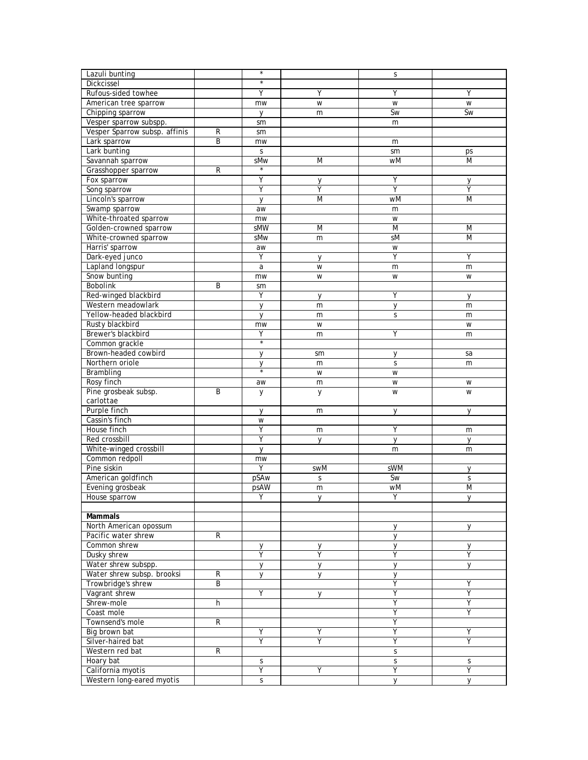| Lazuli bunting | | * | | s | |
|---|---|---|---|---|---|
| Dickcissel | | * | | | |
| Rufous-sided towhee | | Y | Y | Y | Y |
| American tree sparrow | | mw | w | w | w |
| Chipping sparrow | | y | m | Sw | Sw |
| Vesper sparrow subspp. | | sm | | m | |
| Vesper Sparrow subsp. affinis | R | sm | | | |
| Lark sparrow | B | mw | | m | |
| Lark bunting | | s | | sm | ps |
| Savannah sparrow | | sMw | M | wM | M |
| Grasshopper sparrow | R | * | | | |
| Fox sparrow | | Y | y | Y | y |
| Song sparrow | | Y | Y | Y | Y |
| Lincoln's sparrow | | y | M | wM | M |
| Swamp sparrow | | aw | | m | |
| White-throated sparrow | | mw | | w | |
| Golden-crowned sparrow | | sMW | M | M | M |
| White-crowned sparrow | | sMw | m | sM | M |
| Harris' sparrow | | aw | | w | |
| Dark-eyed junco | | Y | y | Y | Y |
| Lapland longspur | | a | w | m | m |
| Snow bunting | | mw | w | w | w |
| Bobolink | B | sm | | | |
| Red-winged blackbird | | Y | y | Y | y |
| Western meadowlark | | y | m | y | m |
| Yellow-headed blackbird | | y | m | s | m |
| Rusty blackbird | | mw | w | | w |
| Brewer's blackbird | | Y | m | Y | m |
| Common grackle | | * | | | |
| Brown-headed cowbird | | y | sm | y | sa |
| Northern oriole | | y | m | s | m |
| Brambling | | * | w | w | |
| Rosy finch | | aw | m | w | w |
| Pine grosbeak subsp. carlottae | B | y | y | w | w |
| Purple finch | | y | m | y | y |
| Cassin's finch | | w | | | |
| House finch | | Y | m | Y | m |
| Red crossbill | | Y | y | y | y |
| White-winged crossbill | | y | | m | m |
| Common redpoll | | mw | | | |
| Pine siskin | | Y | swM | sWM | y |
| American goldfinch | | pSAw | s | Sw | s |
| Evening grosbeak | | psAW | m | wM | M |
| House sparrow | | Y | y | Y | y |
| | | | | | |
| **Mammals** | | | | | |
| North American opossum | | | | y | y |
| Pacific water shrew | R | | | y | |
| Common shrew | | y | y | y | y |
| Dusky shrew | | Y | Y | Y | Y |
| Water shrew subspp. | | y | y | y | y |
| Water shrew subsp. brooksi | R | y | y | y | |
| Trowbridge's shrew | B | | | Y | Y |
| Vagrant shrew | | Y | y | Y | Y |
| Shrew-mole | h | | | Y | Y |
| Coast mole | | | | Y | Y |
| Townsend's mole | R | | | Y | |
| Big brown bat | | Y | Y | Y | Y |
| Silver-haired bat | | Y | Y | Y | Y |
| Western red bat | R | | | s | |
| Hoary bat | | s | | s | s |
| California myotis | | Y | Y | Y | Y |
| Western long-eared myotis | | s | | y | y |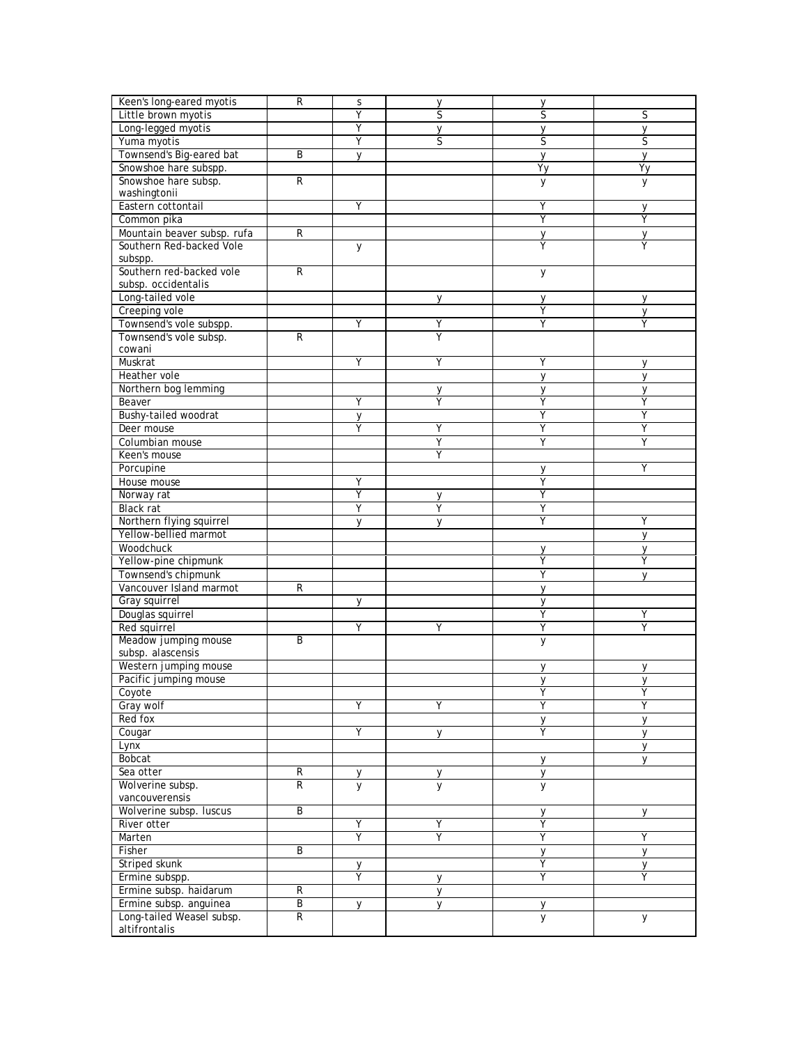| | | | | | |
|---|---|---|---|---|---|
| Keen's long-eared myotis | R | s | y | y | |
| Little brown myotis | | Y | S | S | S |
| Long-legged myotis | | Y | y | y | y |
| Yuma myotis | | Y | S | S | S |
| Townsend's Big-eared bat | B | y | | y | y |
| Snowshoe hare subspp. | | | | Yy | Yy |
| Snowshoe hare subsp. washingtonii | R | | | y | y |
| Eastern cottontail | | Y | | Y | y |
| Common pika | | | | Y | Y |
| Mountain beaver subsp. rufa | R | | | y | y |
| Southern Red-backed Vole subspp. | | y | | Y | Y |
| Southern red-backed vole subsp. occidentalis | R | | | y | |
| Long-tailed vole | | | y | y | y |
| Creeping vole | | | | Y | y |
| Townsend's vole subspp. | | Y | Y | Y | Y |
| Townsend's vole subsp. cowani | R | | Y | | |
| Muskrat | | Y | Y | Y | y |
| Heather vole | | | | y | y |
| Northern bog lemming | | | y | y | y |
| Beaver | | Y | Y | Y | Y |
| Bushy-tailed woodrat | | y | | Y | Y |
| Deer mouse | | Y | Y | Y | Y |
| Columbian mouse | | | Y | Y | Y |
| Keen's mouse | | | Y | | |
| Porcupine | | | | y | Y |
| House mouse | | Y | | Y | |
| Norway rat | | Y | y | Y | |
| Black rat | | Y | Y | Y | |
| Northern flying squirrel | | y | y | Y | Y |
| Yellow-bellied marmot | | | | | y |
| Woodchuck | | | | y | y |
| Yellow-pine chipmunk | | | | Y | Y |
| Townsend's chipmunk | | | | Y | y |
| Vancouver Island marmot | R | | | y | |
| Gray squirrel | | y | | y | |
| Douglas squirrel | | | | Y | Y |
| Red squirrel | | Y | Y | Y | Y |
| Meadow jumping mouse subsp. alascensis | B | | | y | |
| Western jumping mouse | | | | y | y |
| Pacific jumping mouse | | | | y | y |
| Coyote | | | | Y | Y |
| Gray wolf | | Y | Y | Y | Y |
| Red fox | | | | y | y |
| Cougar | | Y | y | Y | y |
| Lynx | | | | | y |
| Bobcat | | | | y | y |
| Sea otter | R | y | y | y | |
| Wolverine subsp. vancouverensis | R | y | y | y | |
| Wolverine subsp. luscus | B | | | y | y |
| River otter | | Y | Y | Y | |
| Marten | | Y | Y | Y | Y |
| Fisher | B | | | y | y |
| Striped skunk | | y | | Y | y |
| Ermine subspp. | | Y | y | Y | Y |
| Ermine subsp. haidarum | R | | y | | |
| Ermine subsp. anguinea | B | y | y | y | |
| Long-tailed Weasel subsp. altifrontalis | R | | | y | y |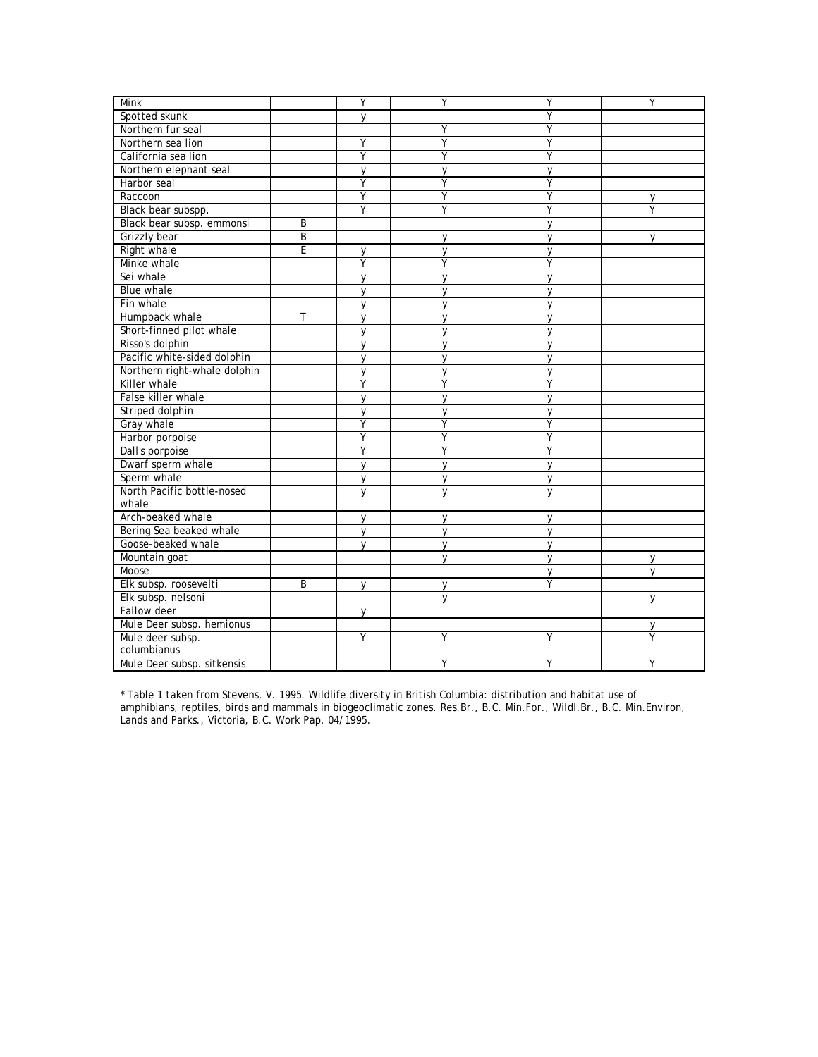| | | | | | |
|---|---|---|---|---|---|
| Mink | | Y | Y | Y | Y |
| Spotted skunk | | y | | Y | |
| Northern fur seal | | | Y | Y | |
| Northern sea lion | | Y | Y | Y | |
| California sea lion | | Y | Y | Y | |
| Northern elephant seal | | y | y | y | |
| Harbor seal | | Y | Y | Y | |
| Raccoon | | Y | Y | Y | y |
| Black bear subspp. | | Y | Y | Y | Y |
| Black bear subsp. emmonsi | B | | | y | |
| Grizzly bear | B | | y | y | y |
| Right whale | E | y | y | y | |
| Minke whale | | Y | Y | Y | |
| Sei whale | | y | y | y | |
| Blue whale | | y | y | y | |
| Fin whale | | y | y | y | |
| Humpback whale | T | y | y | y | |
| Short-finned pilot whale | | y | y | y | |
| Risso's dolphin | | y | y | y | |
| Pacific white-sided dolphin | | y | y | y | |
| Northern right-whale dolphin | | y | y | y | |
| Killer whale | | Y | Y | Y | |
| False killer whale | | y | y | y | |
| Striped dolphin | | y | y | y | |
| Gray whale | | Y | Y | Y | |
| Harbor porpoise | | Y | Y | Y | |
| Dall's porpoise | | Y | Y | Y | |
| Dwarf sperm whale | | y | y | y | |
| Sperm whale | | y | y | y | |
| North Pacific bottle-nosed whale | | y | y | y | |
| Arch-beaked whale | | y | y | y | |
| Bering Sea beaked whale | | y | y | y | |
| Goose-beaked whale | | y | y | y | |
| Mountain goat | | | y | y | y |
| Moose | | | | y | y |
| Elk subsp. roosevelti | B | y | y | Y | |
| Elk subsp. nelsoni | | | y | | y |
| Fallow deer | | y | | | |
| Mule Deer subsp. hemionus | | | | | y |
| Mule deer subsp. columbianus | | Y | Y | Y | Y |
| Mule Deer subsp. sitkensis | | | Y | Y | Y |

* Table 1 taken from Stevens, V. 1995. Wildlife diversity in British Columbia: distribution and habitat use of amphibians, reptiles, birds and mammals in biogeoclimatic zones. Res.Br., B.C. Min.For., Wildl.Br., B.C. Min.Environ, Lands and Parks., Victoria, B.C. Work Pap. 04/1995.